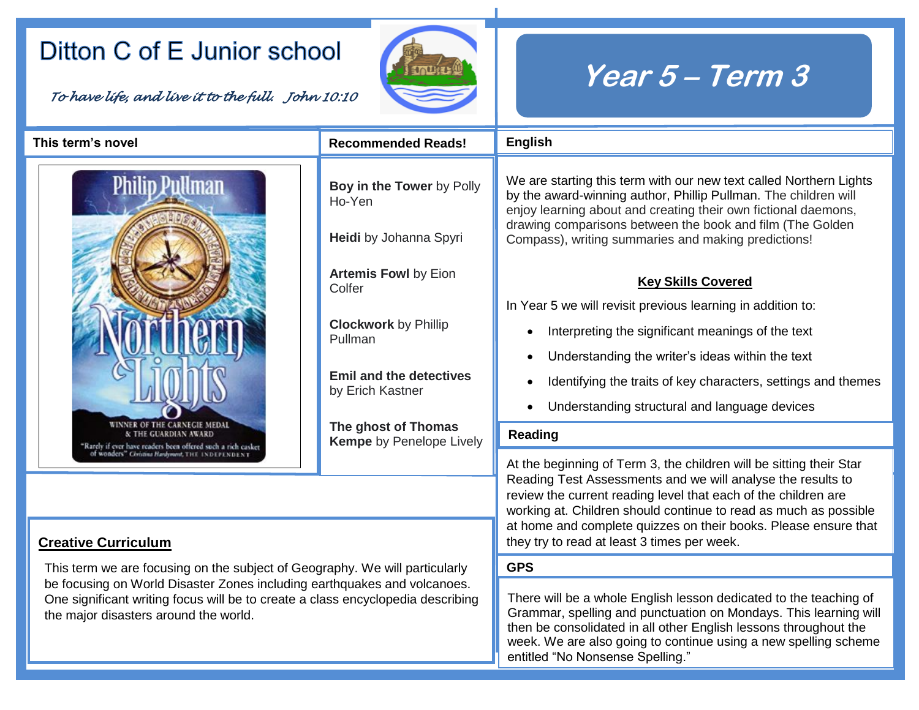# Ditton C of E Junior school

*To have life, and live it to the full. John 10:10*

# Year 5 – Term 3

## This term's novel

Philip Pullman

Northern Lights

WINNER OF THE CARNEGIE MEDAL & THE GUARDIAN AWARD

"Rarely if ever have readers been offered such a rich casket of wonders" Christina Hardyment, THE INDEPENDENT

## Recommended Reads!

**Boy in the Tower** by Polly Ho-Yen

**Heidi** by Johanna Spyri

**Artemis Fowl** by Eion Colfer

**Clockwork** by Phillip Pullman

**Emil and the detectives** by Erich Kastner

**The ghost of Thomas Kempe** by Penelope Lively

## English

We are starting this term with our new text called Northern Lights by the award-winning author, Phillip Pullman. The children will enjoy learning about and creating their own fictional daemons, drawing comparisons between the book and film (The Golden Compass), writing summaries and making predictions!

**Key Skills Covered**

In Year 5 we will revisit previous learning in addition to:

- Interpreting the significant meanings of the text
- Understanding the writer's ideas within the text
- Identifying the traits of key characters, settings and themes
- Understanding structural and language devices

## Reading

At the beginning of Term 3, the children will be sitting their Star Reading Test Assessments and we will analyse the results to review the current reading level that each of the children are working at. Children should continue to read as much as possible at home and complete quizzes on their books. Please ensure that they try to read at least 3 times per week.

## GPS

There will be a whole English lesson dedicated to the teaching of Grammar, spelling and punctuation on Mondays. This learning will then be consolidated in all other English lessons throughout the week. We are also going to continue using a new spelling scheme entitled "No Nonsense Spelling."

## Creative Curriculum

This term we are focusing on the subject of Geography. We will particularly be focusing on World Disaster Zones including earthquakes and volcanoes. One significant writing focus will be to create a class encyclopedia describing the major disasters around the world.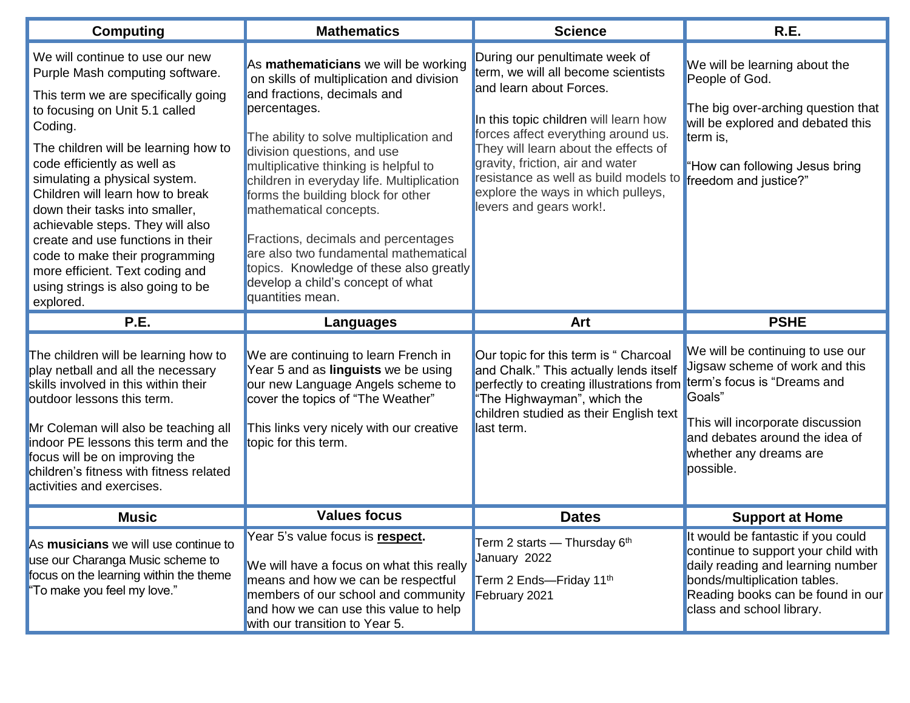| Computing | Mathematics | Science | R.E. |
| --- | --- | --- | --- |
| We will continue to use our new Purple Mash computing software.<br><br>This term we are specifically going to focusing on Unit 5.1 called Coding.<br><br>The children will be learning how to code efficiently as well as simulating a physical system. Children will learn how to break down their tasks into smaller, achievable steps. They will also create and use functions in their code to make their programming more efficient. Text coding and using strings is also going to be explored. | As **mathematicians** we will be working on skills of multiplication and division and fractions, decimals and percentages.<br><br>The ability to solve multiplication and division questions, and use multiplicative thinking is helpful to children in everyday life. Multiplication forms the building block for other mathematical concepts.<br><br>Fractions, decimals and percentages are also two fundamental mathematical topics. Knowledge of these also greatly develop a child's concept of what quantities mean. | During our penultimate week of term, we will all become scientists and learn about Forces.<br><br>In this topic children will learn how forces affect everything around us. They will learn about the effects of gravity, friction, air and water resistance as well as build models to explore the ways in which pulleys, levers and gears work!. | We will be learning about the People of God.<br><br>The big over-arching question that will be explored and debated this term is,<br><br>"How can following Jesus bring freedom and justice?" |
| **P.E.** | **Languages** | **Art** | **PSHE** |
| The children will be learning how to play netball and all the necessary skills involved in this within their outdoor lessons this term.<br><br>Mr Coleman will also be teaching all indoor PE lessons this term and the focus will be on improving the children's fitness with fitness related activities and exercises. | We are continuing to learn French in Year 5 and as **linguists** we be using our new Language Angels scheme to cover the topics of "The Weather"<br><br>This links very nicely with our creative topic for this term. | Our topic for this term is " Charcoal and Chalk." This actually lends itself perfectly to creating illustrations from "The Highwayman", which the children studied as their English text last term. | We will be continuing to use our Jigsaw scheme of work and this term's focus is "Dreams and Goals"<br><br>This will incorporate discussion and debates around the idea of whether any dreams are possible. |
| **Music** | **Values focus** | **Dates** | **Support at Home** |
| As **musicians** we will use continue to use our Charanga Music scheme to focus on the learning within the theme "To make you feel my love." | Year 5's value focus is **<u>respect</u>.**<br><br>We will have a focus on what this really means and how we can be respectful members of our school and community and how we can use this value to help with our transition to Year 5. | Term 2 starts — Thursday 6th January 2022<br><br>Term 2 Ends—Friday 11th February 2021 | It would be fantastic if you could continue to support your child with daily reading and learning number bonds/multiplication tables. Reading books can be found in our class and school library. |